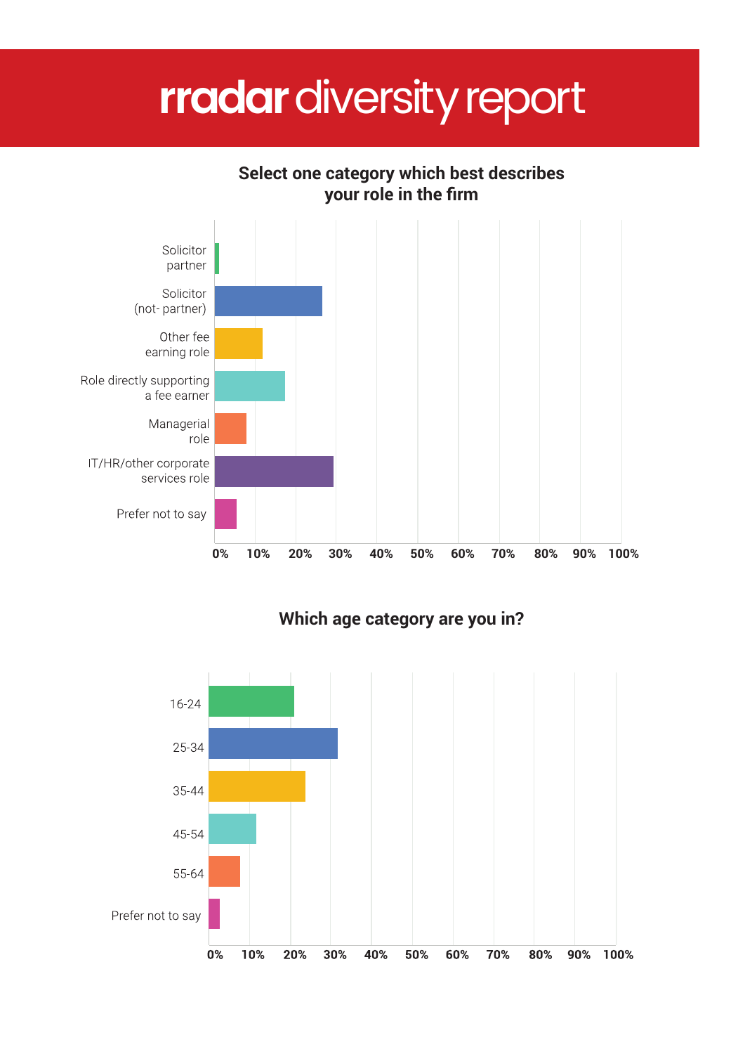# rradar diversity report

## Select one category which best describes your role in the firm

Solicitor partner

Solicitor (not- partner)

Other fee earning role

Role directly supporting a fee earner

Managerial role

IT/HR/other corporate services role

Prefer not to say

0% 10% 20% 30% 40% 50% 60% 70% 80% 90% 100%

## Which age category are you in?

16-24

25-34

35-44

45-54

55-64

Prefer not to say

0% 10% 20% 30% 40% 50% 60% 70% 80% 90% 100%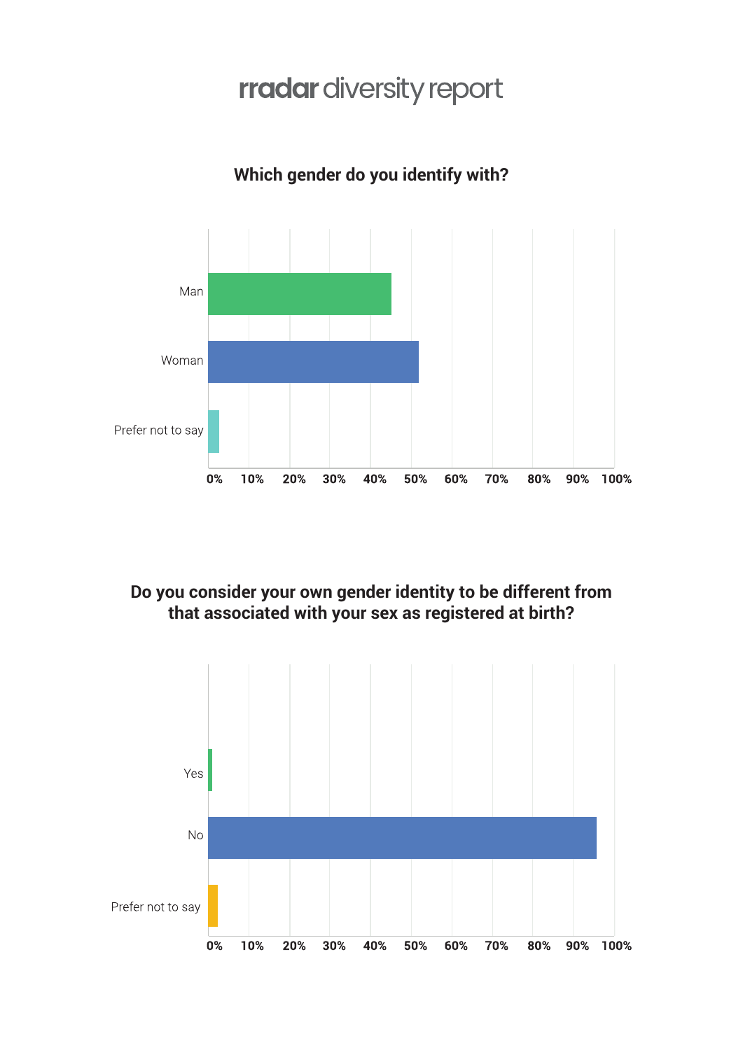# rradar diversity report

## Which gender do you identify with?

Man

Woman

Prefer not to say

0% 10% 20% 30% 40% 50% 60% 70% 80% 90% 100%

## Do you consider your own gender identity to be different from that associated with your sex as registered at birth?

Yes

No

Prefer not to say

0% 10% 20% 30% 40% 50% 60% 70% 80% 90% 100%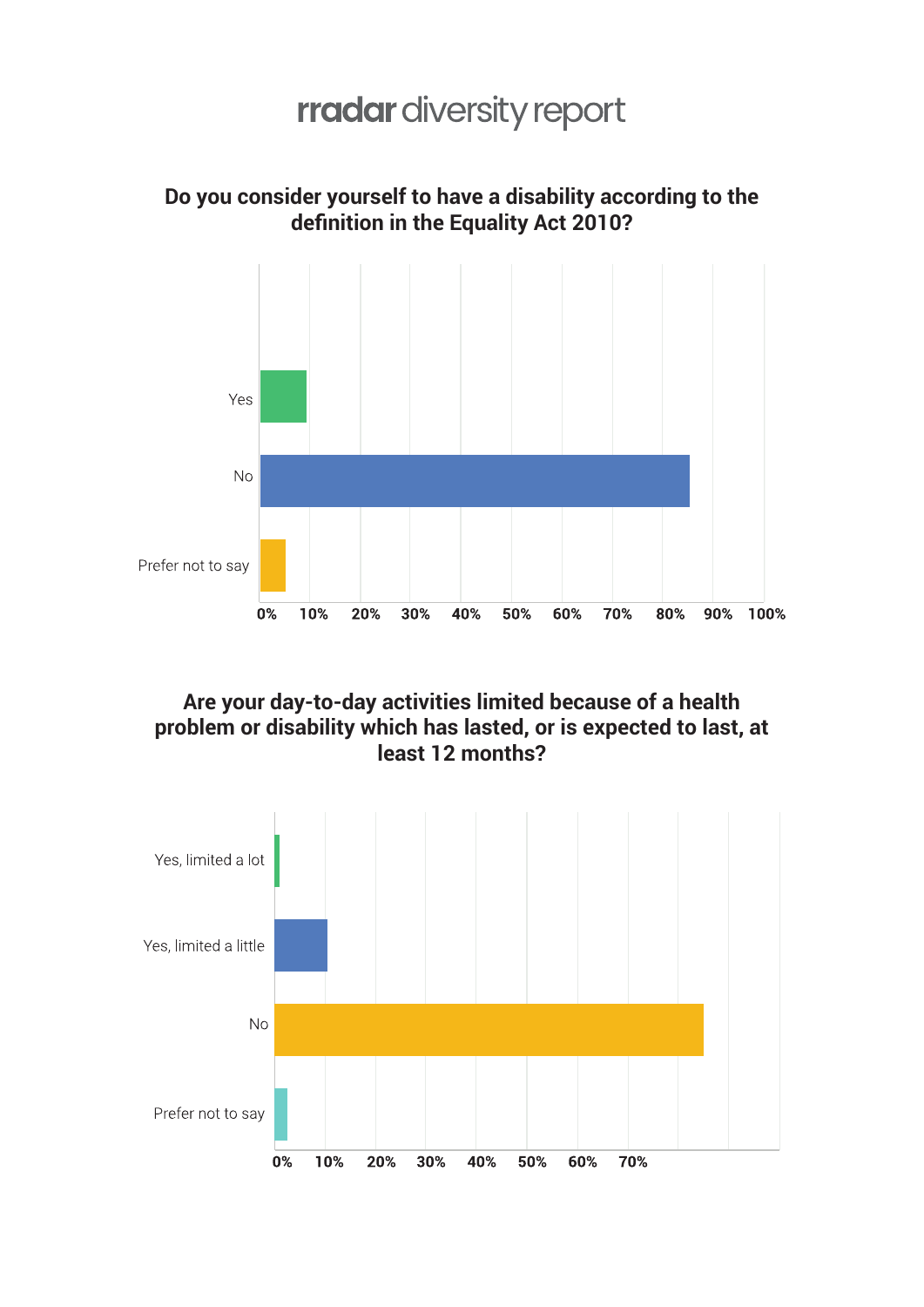# rradar diversity report

## Do you consider yourself to have a disability according to the definition in the Equality Act 2010?

Yes
No
Prefer not to say

0% 10% 20% 30% 40% 50% 60% 70% 80% 90% 100%

## Are your day-to-day activities limited because of a health problem or disability which has lasted, or is expected to last, at least 12 months?

Yes, limited a lot
Yes, limited a little
No
Prefer not to say

0% 10% 20% 30% 40% 50% 60% 70%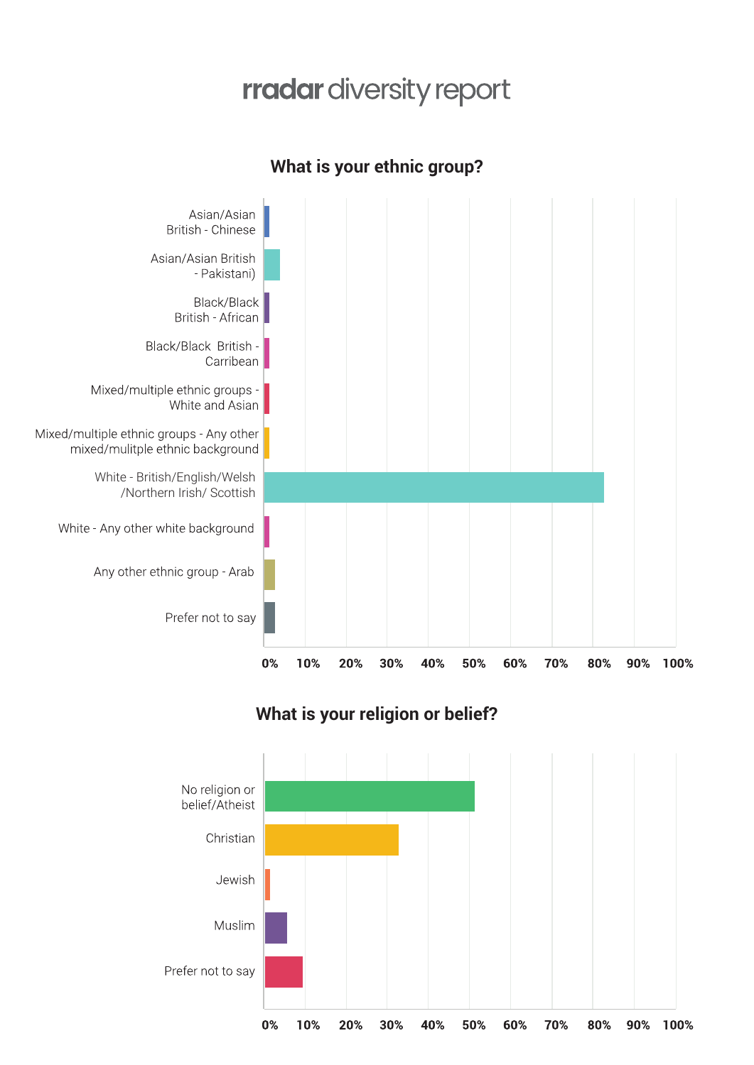# rradar diversity report

## What is your ethnic group?

Asian/Asian British - Chinese
Asian/Asian British - Pakistani)
Black/Black British - African
Black/Black British - Carribean
Mixed/multiple ethnic groups - White and Asian
Mixed/multiple ethnic groups - Any other mixed/mulitple ethnic background
White - British/English/Welsh /Northern Irish/ Scottish
White - Any other white background
Any other ethnic group - Arab
Prefer not to say

0% 10% 20% 30% 40% 50% 60% 70% 80% 90% 100%

## What is your religion or belief?

No religion or belief/Atheist
Christian
Jewish
Muslim
Prefer not to say

0% 10% 20% 30% 40% 50% 60% 70% 80% 90% 100%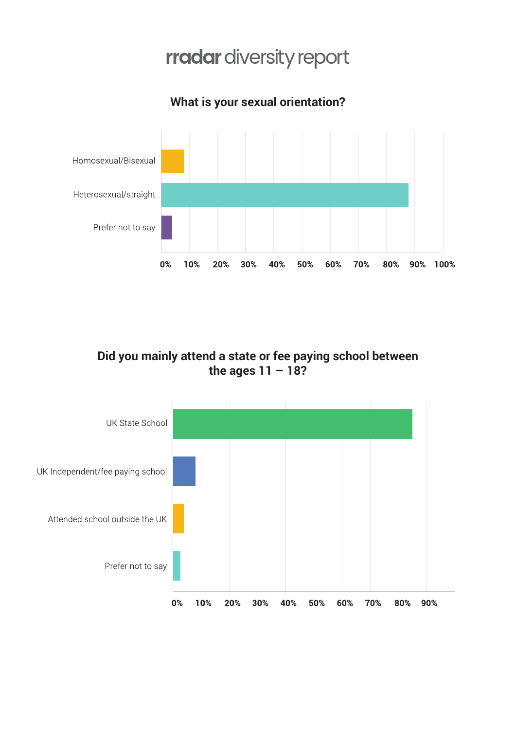# rradar diversity report

## What is your sexual orientation?

Homosexual/Bisexual

Heterosexual/straight

Prefer not to say

0% 10% 20% 30% 40% 50% 60% 70% 80% 90% 100%

## Did you mainly attend a state or fee paying school between the ages 11 – 18?

UK State School

UK Independent/fee paying school

Attended school outside the UK

Prefer not to say

0% 10% 20% 30% 40% 50% 60% 70% 80% 90%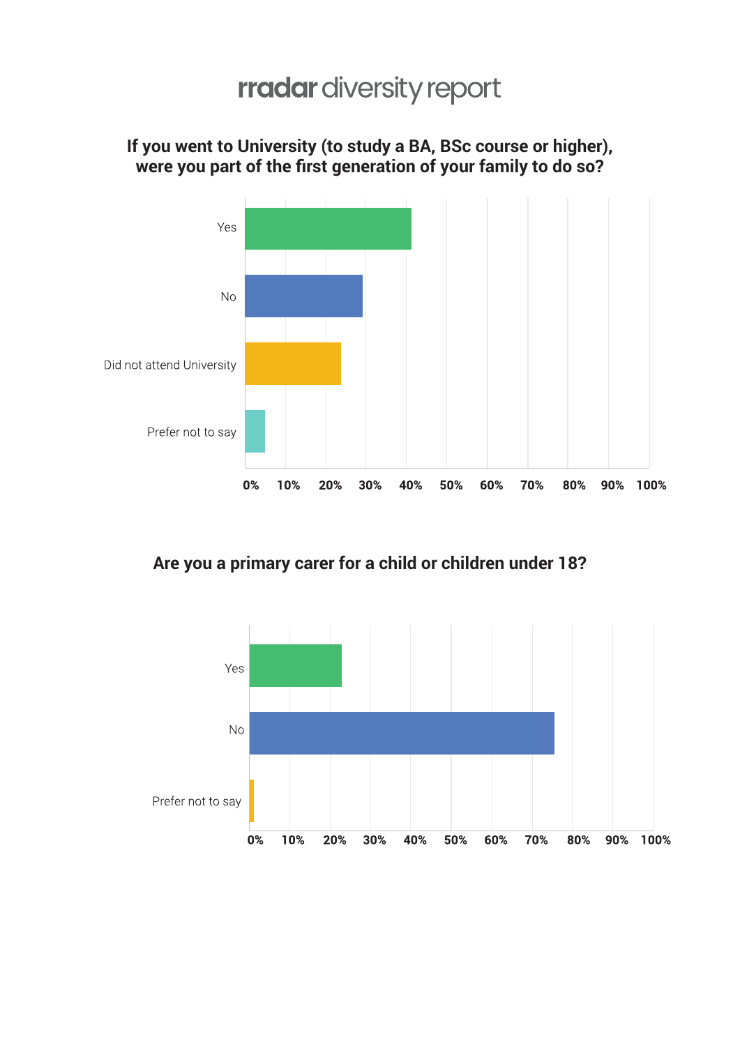rradar diversity report

## If you went to University (to study a BA, BSc course or higher), were you part of the first generation of your family to do so?

Yes
No
Did not attend University
Prefer not to say

0% 10% 20% 30% 40% 50% 60% 70% 80% 90% 100%

## Are you a primary carer for a child or children under 18?

Yes
No
Prefer not to say

0% 10% 20% 30% 40% 50% 60% 70% 80% 90% 100%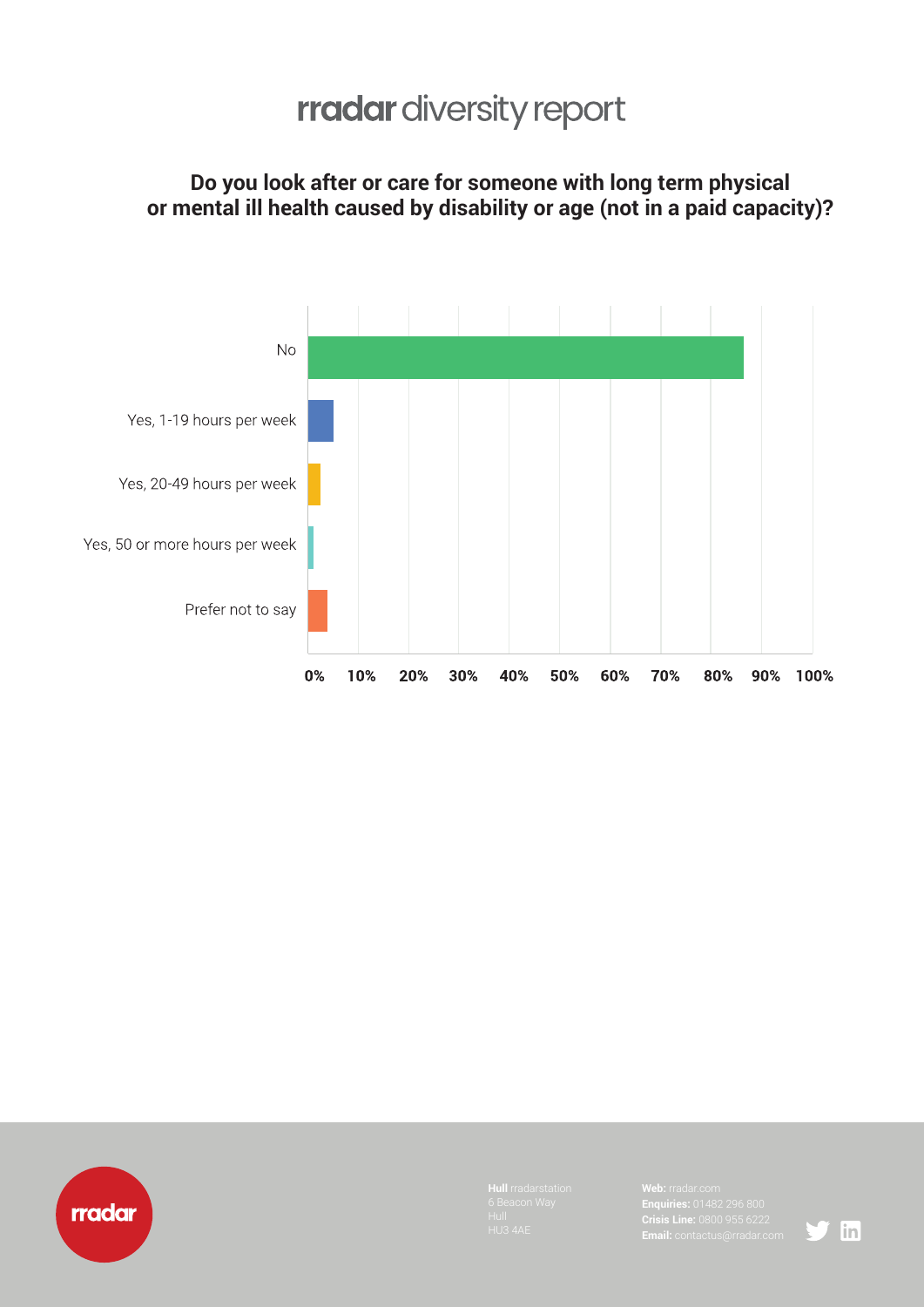# rradar diversity report

## Do you look after or care for someone with long term physical or mental ill health caused by disability or age (not in a paid capacity)?

No

Yes, 1-19 hours per week

Yes, 20-49 hours per week

Yes, 50 or more hours per week

Prefer not to say

0% 10% 20% 30% 40% 50% 60% 70% 80% 90% 100%

rradar

**Hull** rradarstation
6 Beacon Way
Hull
HU3 4AE

**Web:** rradar.com
**Enquiries:** 01482 296 800
**Crisis Line:** 0800 955 6222
**Email:** contactus@rradar.com